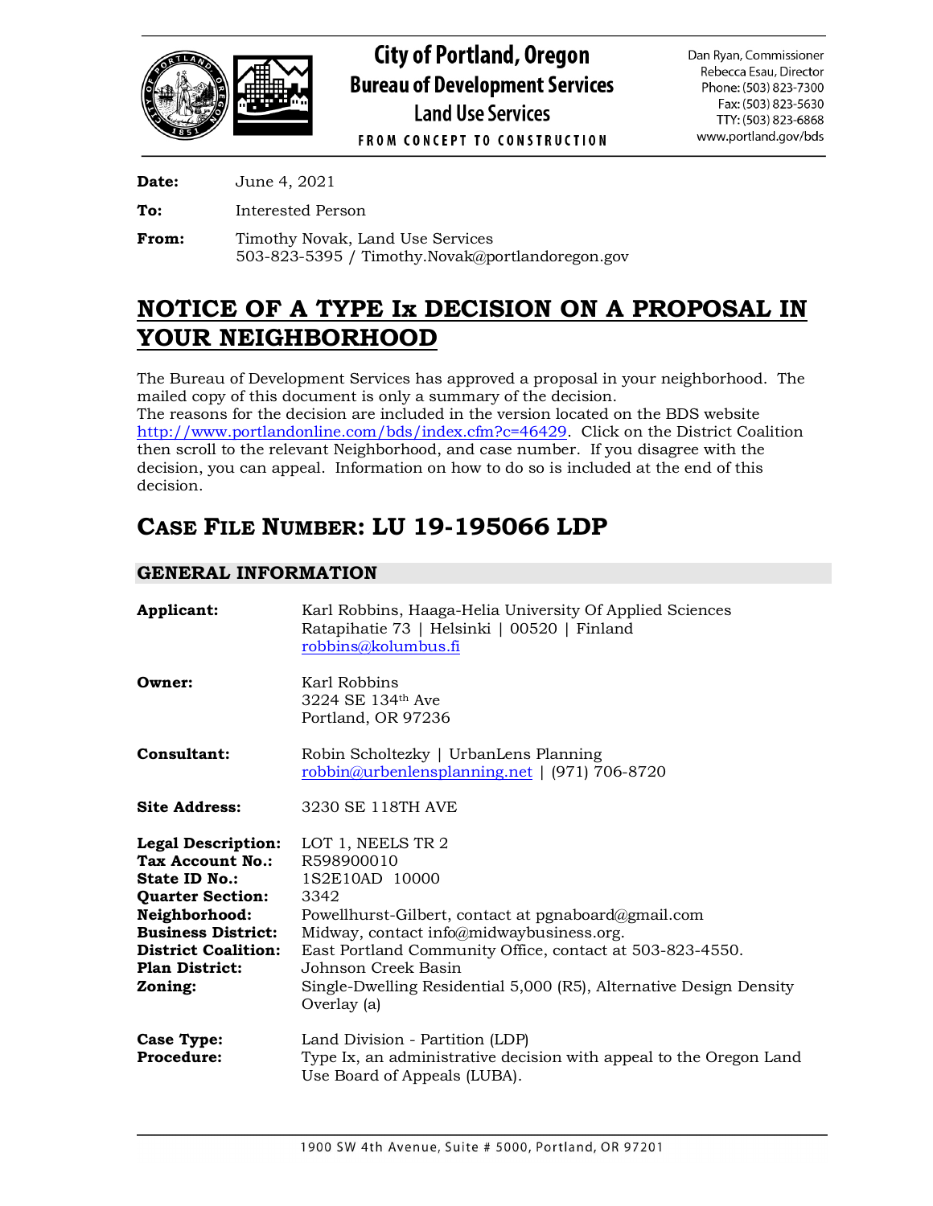# City of Portland, Oregon
## Bureau of Development Services
### Land Use Services

FROM CONCEPT TO CONSTRUCTION

Dan Ryan, Commissioner
Rebecca Esau, Director
Phone: (503) 823-7300
Fax: (503) 823-5630
TTY: (503) 823-6868
www.portland.gov/bds

**Date:** June 4, 2021

**To:** Interested Person

**From:** Timothy Novak, Land Use Services
503-823-5395 / Timothy.Novak@portlandoregon.gov

# NOTICE OF A TYPE Ix DECISION ON A PROPOSAL IN YOUR NEIGHBORHOOD

The Bureau of Development Services has approved a proposal in your neighborhood. The mailed copy of this document is only a summary of the decision.
The reasons for the decision are included in the version located on the BDS website http://www.portlandonline.com/bds/index.cfm?c=46429. Click on the District Coalition then scroll to the relevant Neighborhood, and case number. If you disagree with the decision, you can appeal. Information on how to do so is included at the end of this decision.

# CASE FILE NUMBER: LU 19-195066 LDP

## GENERAL INFORMATION

**Applicant:** Karl Robbins, Haaga-Helia University Of Applied Sciences
Ratapihatie 73 | Helsinki | 00520 | Finland
robbins@kolumbus.fi

**Owner:** Karl Robbins
3224 SE 134th Ave
Portland, OR 97236

**Consultant:** Robin Scholtezky | UrbanLens Planning
robbin@urbenlensplanning.net | (971) 706-8720

**Site Address:** 3230 SE 118TH AVE

**Legal Description:** LOT 1, NEELS TR 2
**Tax Account No.:** R598900010
**State ID No.:** 1S2E10AD 10000
**Quarter Section:** 3342
**Neighborhood:** Powellhurst-Gilbert, contact at pgnaboard@gmail.com
**Business District:** Midway, contact info@midwaybusiness.org.
**District Coalition:** East Portland Community Office, contact at 503-823-4550.
**Plan District:** Johnson Creek Basin
**Zoning:** Single-Dwelling Residential 5,000 (R5), Alternative Design Density Overlay (a)

**Case Type:** Land Division - Partition (LDP)
**Procedure:** Type Ix, an administrative decision with appeal to the Oregon Land Use Board of Appeals (LUBA).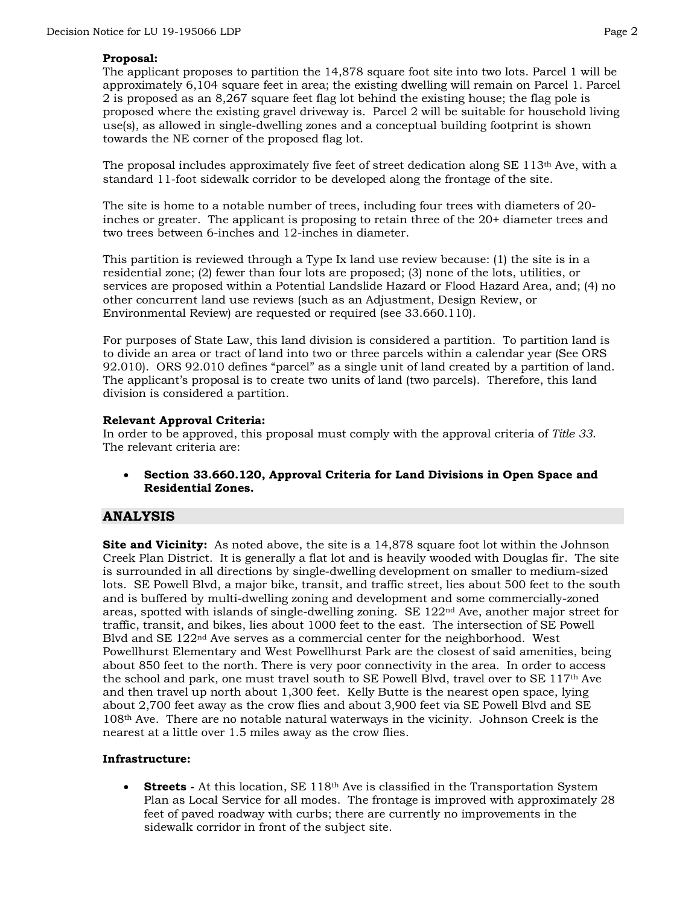**Proposal:**
The applicant proposes to partition the 14,878 square foot site into two lots. Parcel 1 will be approximately 6,104 square feet in area; the existing dwelling will remain on Parcel 1. Parcel 2 is proposed as an 8,267 square feet flag lot behind the existing house; the flag pole is proposed where the existing gravel driveway is. Parcel 2 will be suitable for household living use(s), as allowed in single-dwelling zones and a conceptual building footprint is shown towards the NE corner of the proposed flag lot.

The proposal includes approximately five feet of street dedication along SE 113th Ave, with a standard 11-foot sidewalk corridor to be developed along the frontage of the site.

The site is home to a notable number of trees, including four trees with diameters of 20-inches or greater. The applicant is proposing to retain three of the 20+ diameter trees and two trees between 6-inches and 12-inches in diameter.

This partition is reviewed through a Type Ix land use review because: (1) the site is in a residential zone; (2) fewer than four lots are proposed; (3) none of the lots, utilities, or services are proposed within a Potential Landslide Hazard or Flood Hazard Area, and; (4) no other concurrent land use reviews (such as an Adjustment, Design Review, or Environmental Review) are requested or required (see 33.660.110).

For purposes of State Law, this land division is considered a partition. To partition land is to divide an area or tract of land into two or three parcels within a calendar year (See ORS 92.010). ORS 92.010 defines "parcel" as a single unit of land created by a partition of land. The applicant's proposal is to create two units of land (two parcels). Therefore, this land division is considered a partition.

**Relevant Approval Criteria:**
In order to be approved, this proposal must comply with the approval criteria of *Title 33*. The relevant criteria are:

- **Section 33.660.120, Approval Criteria for Land Divisions in Open Space and Residential Zones.**

## ANALYSIS

**Site and Vicinity:** As noted above, the site is a 14,878 square foot lot within the Johnson Creek Plan District. It is generally a flat lot and is heavily wooded with Douglas fir. The site is surrounded in all directions by single-dwelling development on smaller to medium-sized lots. SE Powell Blvd, a major bike, transit, and traffic street, lies about 500 feet to the south and is buffered by multi-dwelling zoning and development and some commercially-zoned areas, spotted with islands of single-dwelling zoning. SE 122nd Ave, another major street for traffic, transit, and bikes, lies about 1000 feet to the east. The intersection of SE Powell Blvd and SE 122nd Ave serves as a commercial center for the neighborhood. West Powellhurst Elementary and West Powellhurst Park are the closest of said amenities, being about 850 feet to the north. There is very poor connectivity in the area. In order to access the school and park, one must travel south to SE Powell Blvd, travel over to SE 117th Ave and then travel up north about 1,300 feet. Kelly Butte is the nearest open space, lying about 2,700 feet away as the crow flies and about 3,900 feet via SE Powell Blvd and SE 108th Ave. There are no notable natural waterways in the vicinity. Johnson Creek is the nearest at a little over 1.5 miles away as the crow flies.

**Infrastructure:**

- **Streets -** At this location, SE 118th Ave is classified in the Transportation System Plan as Local Service for all modes. The frontage is improved with approximately 28 feet of paved roadway with curbs; there are currently no improvements in the sidewalk corridor in front of the subject site.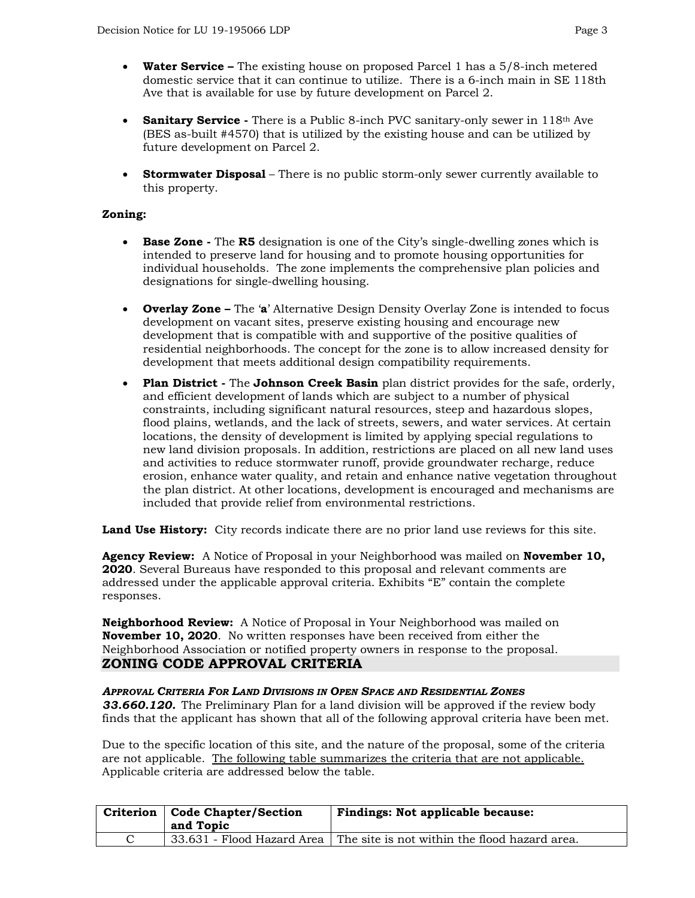- **Water Service –** The existing house on proposed Parcel 1 has a 5/8-inch metered domestic service that it can continue to utilize. There is a 6-inch main in SE 118th Ave that is available for use by future development on Parcel 2.

- **Sanitary Service -** There is a Public 8-inch PVC sanitary-only sewer in 118th Ave (BES as-built #4570) that is utilized by the existing house and can be utilized by future development on Parcel 2.

- **Stormwater Disposal** – There is no public storm-only sewer currently available to this property.

**Zoning:**

- **Base Zone -** The **R5** designation is one of the City's single-dwelling zones which is intended to preserve land for housing and to promote housing opportunities for individual households. The zone implements the comprehensive plan policies and designations for single-dwelling housing.

- **Overlay Zone –** The '**a**' Alternative Design Density Overlay Zone is intended to focus development on vacant sites, preserve existing housing and encourage new development that is compatible with and supportive of the positive qualities of residential neighborhoods. The concept for the zone is to allow increased density for development that meets additional design compatibility requirements.

- **Plan District -** The **Johnson Creek Basin** plan district provides for the safe, orderly, and efficient development of lands which are subject to a number of physical constraints, including significant natural resources, steep and hazardous slopes, flood plains, wetlands, and the lack of streets, sewers, and water services. At certain locations, the density of development is limited by applying special regulations to new land division proposals. In addition, restrictions are placed on all new land uses and activities to reduce stormwater runoff, provide groundwater recharge, reduce erosion, enhance water quality, and retain and enhance native vegetation throughout the plan district. At other locations, development is encouraged and mechanisms are included that provide relief from environmental restrictions.

**Land Use History:** City records indicate there are no prior land use reviews for this site.

**Agency Review:** A Notice of Proposal in your Neighborhood was mailed on **November 10, 2020**. Several Bureaus have responded to this proposal and relevant comments are addressed under the applicable approval criteria. Exhibits "E" contain the complete responses.

**Neighborhood Review:** A Notice of Proposal in Your Neighborhood was mailed on **November 10, 2020**. No written responses have been received from either the Neighborhood Association or notified property owners in response to the proposal.

## ZONING CODE APPROVAL CRITERIA

***APPROVAL CRITERIA FOR LAND DIVISIONS IN OPEN SPACE AND RESIDENTIAL ZONES***

***33.660.120.*** The Preliminary Plan for a land division will be approved if the review body finds that the applicant has shown that all of the following approval criteria have been met.

Due to the specific location of this site, and the nature of the proposal, some of the criteria are not applicable. The following table summarizes the criteria that are not applicable. Applicable criteria are addressed below the table.

| Criterion | Code Chapter/Section and Topic | Findings: Not applicable because: |
|---|---|---|
| C | 33.631 - Flood Hazard Area | The site is not within the flood hazard area. |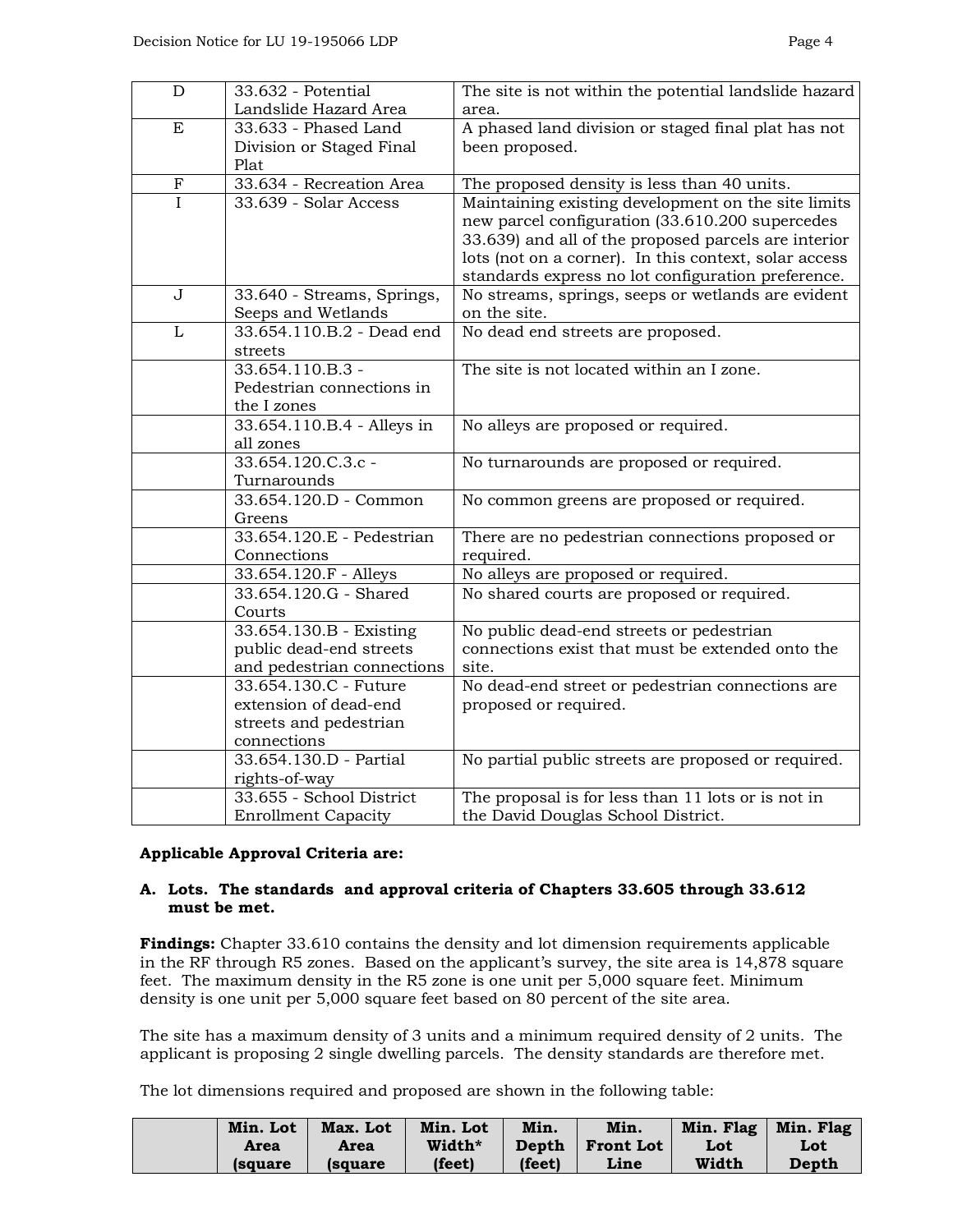| | | |
|---|---|---|
| D | 33.632 - Potential Landslide Hazard Area | The site is not within the potential landslide hazard area. |
| E | 33.633 - Phased Land Division or Staged Final Plat | A phased land division or staged final plat has not been proposed. |
| F | 33.634 - Recreation Area | The proposed density is less than 40 units. |
| I | 33.639 - Solar Access | Maintaining existing development on the site limits new parcel configuration (33.610.200 supercedes 33.639) and all of the proposed parcels are interior lots (not on a corner). In this context, solar access standards express no lot configuration preference. |
| J | 33.640 - Streams, Springs, Seeps and Wetlands | No streams, springs, seeps or wetlands are evident on the site. |
| L | 33.654.110.B.2 - Dead end streets | No dead end streets are proposed. |
| | 33.654.110.B.3 - Pedestrian connections in the I zones | The site is not located within an I zone. |
| | 33.654.110.B.4 - Alleys in all zones | No alleys are proposed or required. |
| | 33.654.120.C.3.c - Turnarounds | No turnarounds are proposed or required. |
| | 33.654.120.D - Common Greens | No common greens are proposed or required. |
| | 33.654.120.E - Pedestrian Connections | There are no pedestrian connections proposed or required. |
| | 33.654.120.F - Alleys | No alleys are proposed or required. |
| | 33.654.120.G - Shared Courts | No shared courts are proposed or required. |
| | 33.654.130.B - Existing public dead-end streets and pedestrian connections | No public dead-end streets or pedestrian connections exist that must be extended onto the site. |
| | 33.654.130.C - Future extension of dead-end streets and pedestrian connections | No dead-end street or pedestrian connections are proposed or required. |
| | 33.654.130.D - Partial rights-of-way | No partial public streets are proposed or required. |
| | 33.655 - School District Enrollment Capacity | The proposal is for less than 11 lots or is not in the David Douglas School District. |

**Applicable Approval Criteria are:**

**A. Lots. The standards and approval criteria of Chapters 33.605 through 33.612 must be met.**

**Findings:** Chapter 33.610 contains the density and lot dimension requirements applicable in the RF through R5 zones. Based on the applicant's survey, the site area is 14,878 square feet. The maximum density in the R5 zone is one unit per 5,000 square feet. Minimum density is one unit per 5,000 square feet based on 80 percent of the site area.

The site has a maximum density of 3 units and a minimum required density of 2 units. The applicant is proposing 2 single dwelling parcels. The density standards are therefore met.

The lot dimensions required and proposed are shown in the following table:

| | Min. Lot Area (square | Max. Lot Area (square | Min. Lot Width* (feet) | Min. Depth (feet) | Min. Front Lot Line | Min. Flag Lot Width | Min. Flag Lot Depth |
|---|---|---|---|---|---|---|---|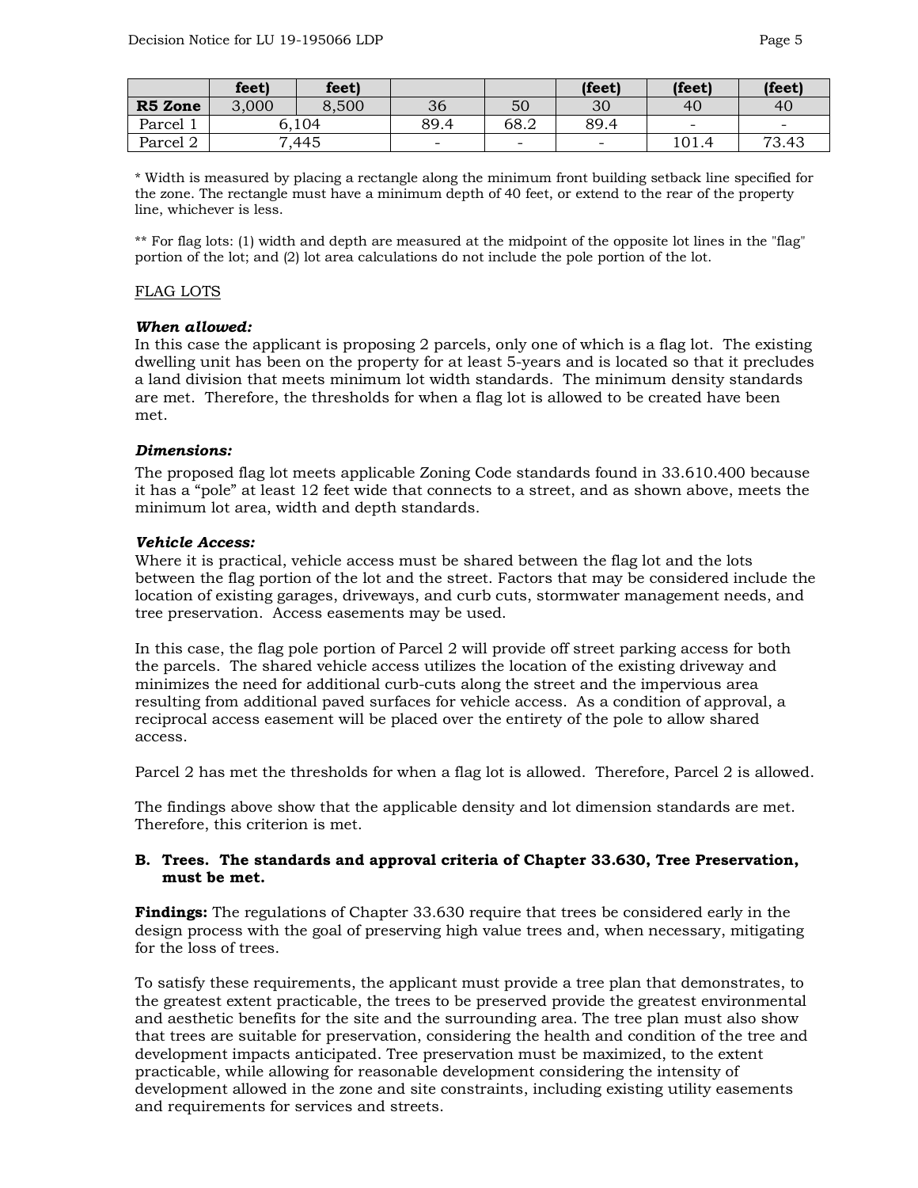| | feet) | feet) | | | (feet) | (feet) | (feet) |
|---|---|---|---|---|---|---|---|
| **R5 Zone** | 3,000 | 8,500 | 36 | 50 | 30 | 40 | 40 |
| Parcel 1 | 6,104 | | 89.4 | 68.2 | 89.4 | - | - |
| Parcel 2 | 7,445 | | - | - | - | 101.4 | 73.43 |

* Width is measured by placing a rectangle along the minimum front building setback line specified for the zone. The rectangle must have a minimum depth of 40 feet, or extend to the rear of the property line, whichever is less.

** For flag lots: (1) width and depth are measured at the midpoint of the opposite lot lines in the "flag" portion of the lot; and (2) lot area calculations do not include the pole portion of the lot.

FLAG LOTS

***When allowed:***
In this case the applicant is proposing 2 parcels, only one of which is a flag lot. The existing dwelling unit has been on the property for at least 5-years and is located so that it precludes a land division that meets minimum lot width standards. The minimum density standards are met. Therefore, the thresholds for when a flag lot is allowed to be created have been met.

***Dimensions:***
The proposed flag lot meets applicable Zoning Code standards found in 33.610.400 because it has a "pole" at least 12 feet wide that connects to a street, and as shown above, meets the minimum lot area, width and depth standards.

***Vehicle Access:***
Where it is practical, vehicle access must be shared between the flag lot and the lots between the flag portion of the lot and the street. Factors that may be considered include the location of existing garages, driveways, and curb cuts, stormwater management needs, and tree preservation. Access easements may be used.

In this case, the flag pole portion of Parcel 2 will provide off street parking access for both the parcels. The shared vehicle access utilizes the location of the existing driveway and minimizes the need for additional curb-cuts along the street and the impervious area resulting from additional paved surfaces for vehicle access. As a condition of approval, a reciprocal access easement will be placed over the entirety of the pole to allow shared access.

Parcel 2 has met the thresholds for when a flag lot is allowed. Therefore, Parcel 2 is allowed.

The findings above show that the applicable density and lot dimension standards are met. Therefore, this criterion is met.

**B. Trees. The standards and approval criteria of Chapter 33.630, Tree Preservation, must be met.**

**Findings:** The regulations of Chapter 33.630 require that trees be considered early in the design process with the goal of preserving high value trees and, when necessary, mitigating for the loss of trees.

To satisfy these requirements, the applicant must provide a tree plan that demonstrates, to the greatest extent practicable, the trees to be preserved provide the greatest environmental and aesthetic benefits for the site and the surrounding area. The tree plan must also show that trees are suitable for preservation, considering the health and condition of the tree and development impacts anticipated. Tree preservation must be maximized, to the extent practicable, while allowing for reasonable development considering the intensity of development allowed in the zone and site constraints, including existing utility easements and requirements for services and streets.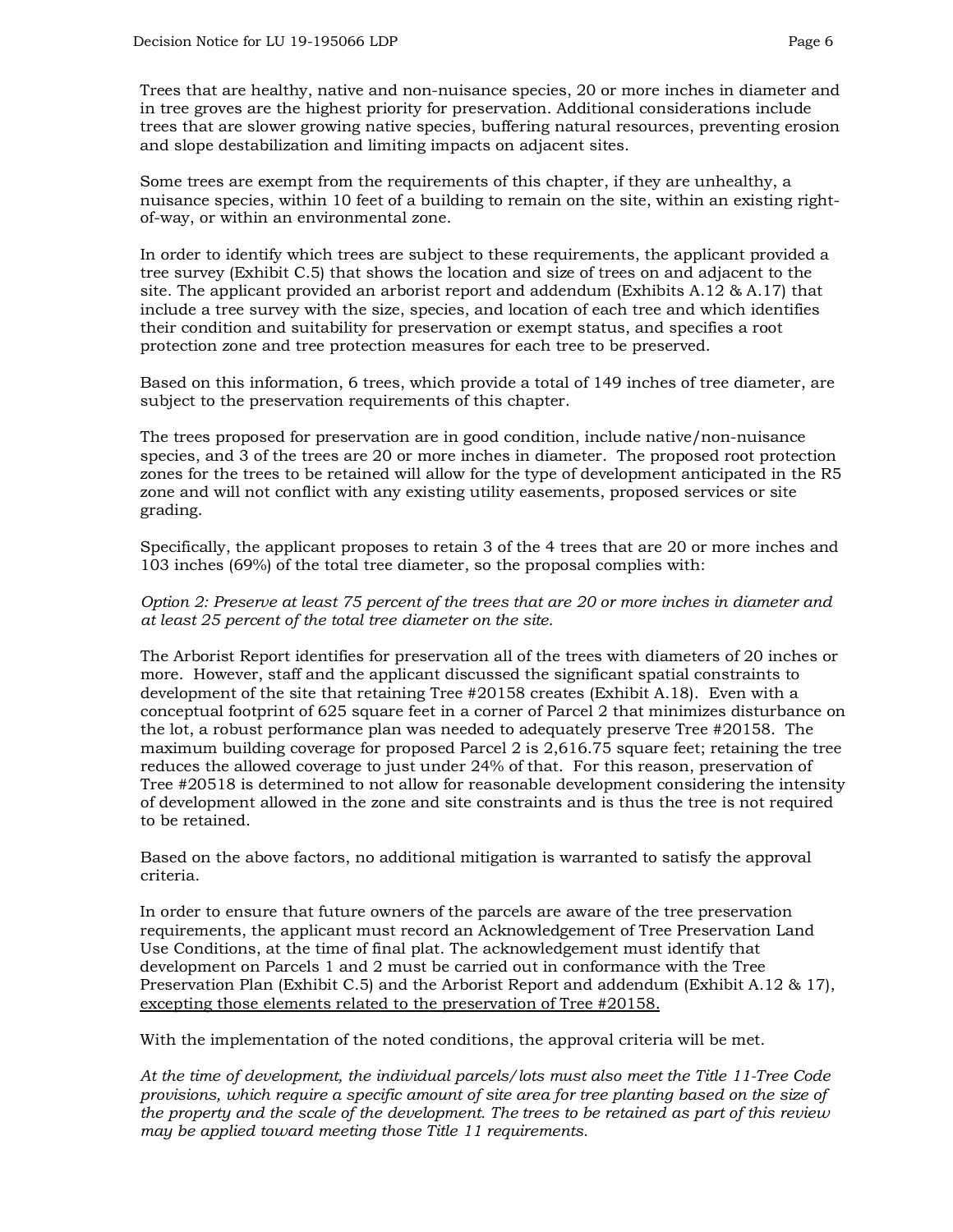Trees that are healthy, native and non-nuisance species, 20 or more inches in diameter and in tree groves are the highest priority for preservation. Additional considerations include trees that are slower growing native species, buffering natural resources, preventing erosion and slope destabilization and limiting impacts on adjacent sites.

Some trees are exempt from the requirements of this chapter, if they are unhealthy, a nuisance species, within 10 feet of a building to remain on the site, within an existing right-of-way, or within an environmental zone.

In order to identify which trees are subject to these requirements, the applicant provided a tree survey (Exhibit C.5) that shows the location and size of trees on and adjacent to the site. The applicant provided an arborist report and addendum (Exhibits A.12 & A.17) that include a tree survey with the size, species, and location of each tree and which identifies their condition and suitability for preservation or exempt status, and specifies a root protection zone and tree protection measures for each tree to be preserved.

Based on this information, 6 trees, which provide a total of 149 inches of tree diameter, are subject to the preservation requirements of this chapter.

The trees proposed for preservation are in good condition, include native/non-nuisance species, and 3 of the trees are 20 or more inches in diameter. The proposed root protection zones for the trees to be retained will allow for the type of development anticipated in the R5 zone and will not conflict with any existing utility easements, proposed services or site grading.

Specifically, the applicant proposes to retain 3 of the 4 trees that are 20 or more inches and 103 inches (69%) of the total tree diameter, so the proposal complies with:

*Option 2: Preserve at least 75 percent of the trees that are 20 or more inches in diameter and at least 25 percent of the total tree diameter on the site.*

The Arborist Report identifies for preservation all of the trees with diameters of 20 inches or more. However, staff and the applicant discussed the significant spatial constraints to development of the site that retaining Tree #20158 creates (Exhibit A.18). Even with a conceptual footprint of 625 square feet in a corner of Parcel 2 that minimizes disturbance on the lot, a robust performance plan was needed to adequately preserve Tree #20158. The maximum building coverage for proposed Parcel 2 is 2,616.75 square feet; retaining the tree reduces the allowed coverage to just under 24% of that. For this reason, preservation of Tree #20518 is determined to not allow for reasonable development considering the intensity of development allowed in the zone and site constraints and is thus the tree is not required to be retained.

Based on the above factors, no additional mitigation is warranted to satisfy the approval criteria.

In order to ensure that future owners of the parcels are aware of the tree preservation requirements, the applicant must record an Acknowledgement of Tree Preservation Land Use Conditions, at the time of final plat. The acknowledgement must identify that development on Parcels 1 and 2 must be carried out in conformance with the Tree Preservation Plan (Exhibit C.5) and the Arborist Report and addendum (Exhibit A.12 & 17), excepting those elements related to the preservation of Tree #20158.

With the implementation of the noted conditions, the approval criteria will be met.

*At the time of development, the individual parcels/lots must also meet the Title 11-Tree Code provisions, which require a specific amount of site area for tree planting based on the size of the property and the scale of the development. The trees to be retained as part of this review may be applied toward meeting those Title 11 requirements.*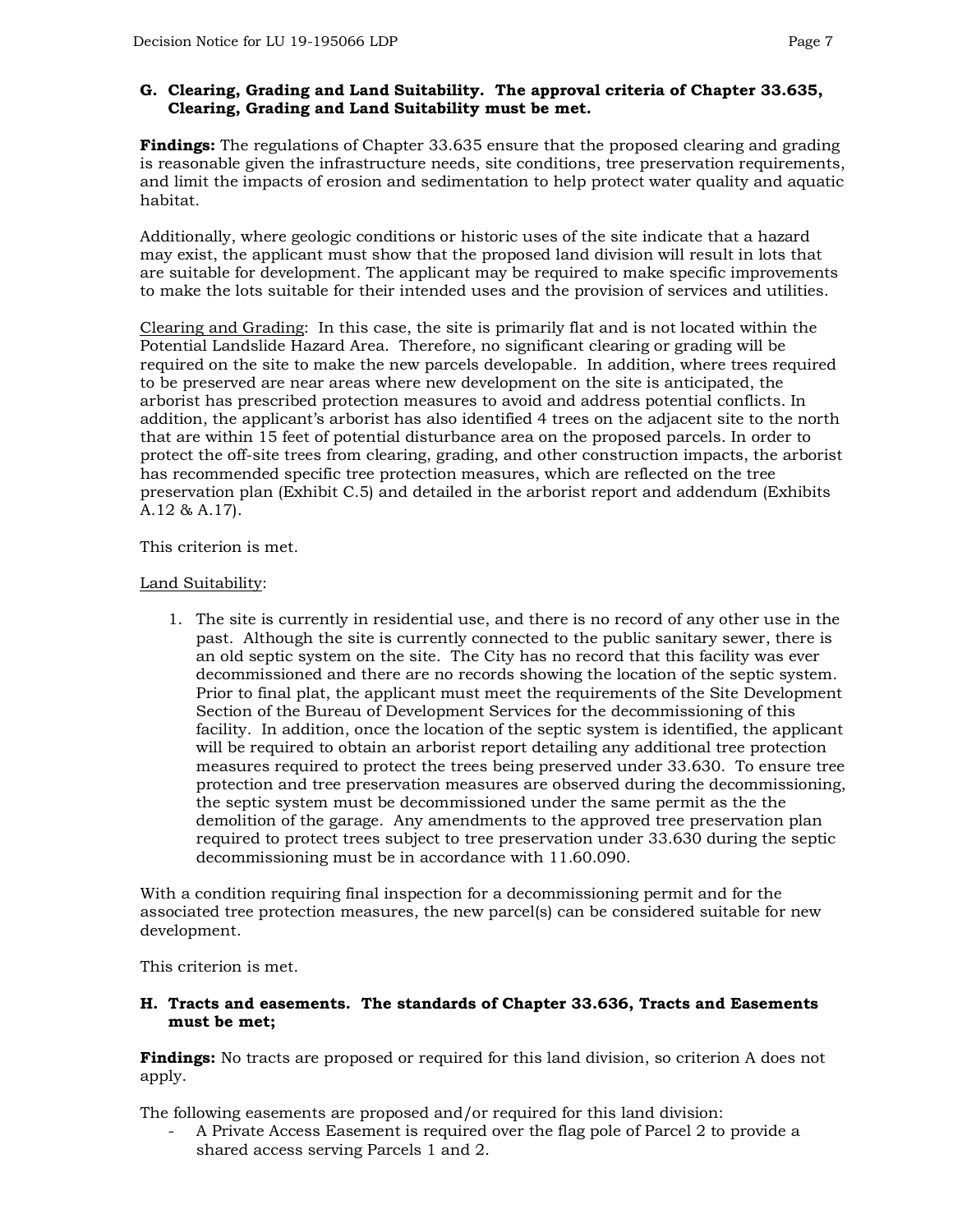**G. Clearing, Grading and Land Suitability. The approval criteria of Chapter 33.635, Clearing, Grading and Land Suitability must be met.**

**Findings:** The regulations of Chapter 33.635 ensure that the proposed clearing and grading is reasonable given the infrastructure needs, site conditions, tree preservation requirements, and limit the impacts of erosion and sedimentation to help protect water quality and aquatic habitat.

Additionally, where geologic conditions or historic uses of the site indicate that a hazard may exist, the applicant must show that the proposed land division will result in lots that are suitable for development. The applicant may be required to make specific improvements to make the lots suitable for their intended uses and the provision of services and utilities.

Clearing and Grading: In this case, the site is primarily flat and is not located within the Potential Landslide Hazard Area. Therefore, no significant clearing or grading will be required on the site to make the new parcels developable. In addition, where trees required to be preserved are near areas where new development on the site is anticipated, the arborist has prescribed protection measures to avoid and address potential conflicts. In addition, the applicant's arborist has also identified 4 trees on the adjacent site to the north that are within 15 feet of potential disturbance area on the proposed parcels. In order to protect the off-site trees from clearing, grading, and other construction impacts, the arborist has recommended specific tree protection measures, which are reflected on the tree preservation plan (Exhibit C.5) and detailed in the arborist report and addendum (Exhibits A.12 & A.17).

This criterion is met.

Land Suitability:

1. The site is currently in residential use, and there is no record of any other use in the past. Although the site is currently connected to the public sanitary sewer, there is an old septic system on the site. The City has no record that this facility was ever decommissioned and there are no records showing the location of the septic system. Prior to final plat, the applicant must meet the requirements of the Site Development Section of the Bureau of Development Services for the decommissioning of this facility. In addition, once the location of the septic system is identified, the applicant will be required to obtain an arborist report detailing any additional tree protection measures required to protect the trees being preserved under 33.630. To ensure tree protection and tree preservation measures are observed during the decommissioning, the septic system must be decommissioned under the same permit as the the demolition of the garage. Any amendments to the approved tree preservation plan required to protect trees subject to tree preservation under 33.630 during the septic decommissioning must be in accordance with 11.60.090.

With a condition requiring final inspection for a decommissioning permit and for the associated tree protection measures, the new parcel(s) can be considered suitable for new development.

This criterion is met.

**H. Tracts and easements. The standards of Chapter 33.636, Tracts and Easements must be met;**

**Findings:** No tracts are proposed or required for this land division, so criterion A does not apply.

The following easements are proposed and/or required for this land division:

- A Private Access Easement is required over the flag pole of Parcel 2 to provide a shared access serving Parcels 1 and 2.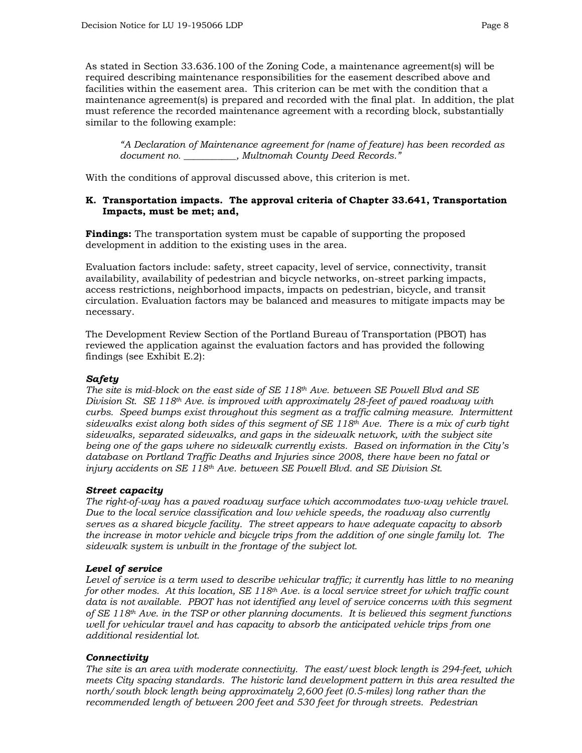As stated in Section 33.636.100 of the Zoning Code, a maintenance agreement(s) will be required describing maintenance responsibilities for the easement described above and facilities within the easement area. This criterion can be met with the condition that a maintenance agreement(s) is prepared and recorded with the final plat. In addition, the plat must reference the recorded maintenance agreement with a recording block, substantially similar to the following example:

> *"A Declaration of Maintenance agreement for (name of feature) has been recorded as document no. ___________, Multnomah County Deed Records."*

With the conditions of approval discussed above, this criterion is met.

**K. Transportation impacts. The approval criteria of Chapter 33.641, Transportation Impacts, must be met; and,**

**Findings:** The transportation system must be capable of supporting the proposed development in addition to the existing uses in the area.

Evaluation factors include: safety, street capacity, level of service, connectivity, transit availability, availability of pedestrian and bicycle networks, on-street parking impacts, access restrictions, neighborhood impacts, impacts on pedestrian, bicycle, and transit circulation. Evaluation factors may be balanced and measures to mitigate impacts may be necessary.

The Development Review Section of the Portland Bureau of Transportation (PBOT) has reviewed the application against the evaluation factors and has provided the following findings (see Exhibit E.2):

***Safety***

*The site is mid-block on the east side of SE 118th Ave. between SE Powell Blvd and SE Division St. SE 118th Ave. is improved with approximately 28-feet of paved roadway with curbs. Speed bumps exist throughout this segment as a traffic calming measure. Intermittent sidewalks exist along both sides of this segment of SE 118th Ave. There is a mix of curb tight sidewalks, separated sidewalks, and gaps in the sidewalk network, with the subject site being one of the gaps where no sidewalk currently exists. Based on information in the City's database on Portland Traffic Deaths and Injuries since 2008, there have been no fatal or injury accidents on SE 118th Ave. between SE Powell Blvd. and SE Division St.*

***Street capacity***

*The right-of-way has a paved roadway surface which accommodates two-way vehicle travel. Due to the local service classification and low vehicle speeds, the roadway also currently serves as a shared bicycle facility. The street appears to have adequate capacity to absorb the increase in motor vehicle and bicycle trips from the addition of one single family lot. The sidewalk system is unbuilt in the frontage of the subject lot.*

***Level of service***

*Level of service is a term used to describe vehicular traffic; it currently has little to no meaning for other modes. At this location, SE 118th Ave. is a local service street for which traffic count data is not available. PBOT has not identified any level of service concerns with this segment of SE 118th Ave. in the TSP or other planning documents. It is believed this segment functions well for vehicular travel and has capacity to absorb the anticipated vehicle trips from one additional residential lot.*

***Connectivity***

*The site is an area with moderate connectivity. The east/west block length is 294-feet, which meets City spacing standards. The historic land development pattern in this area resulted the north/south block length being approximately 2,600 feet (0.5-miles) long rather than the recommended length of between 200 feet and 530 feet for through streets. Pedestrian*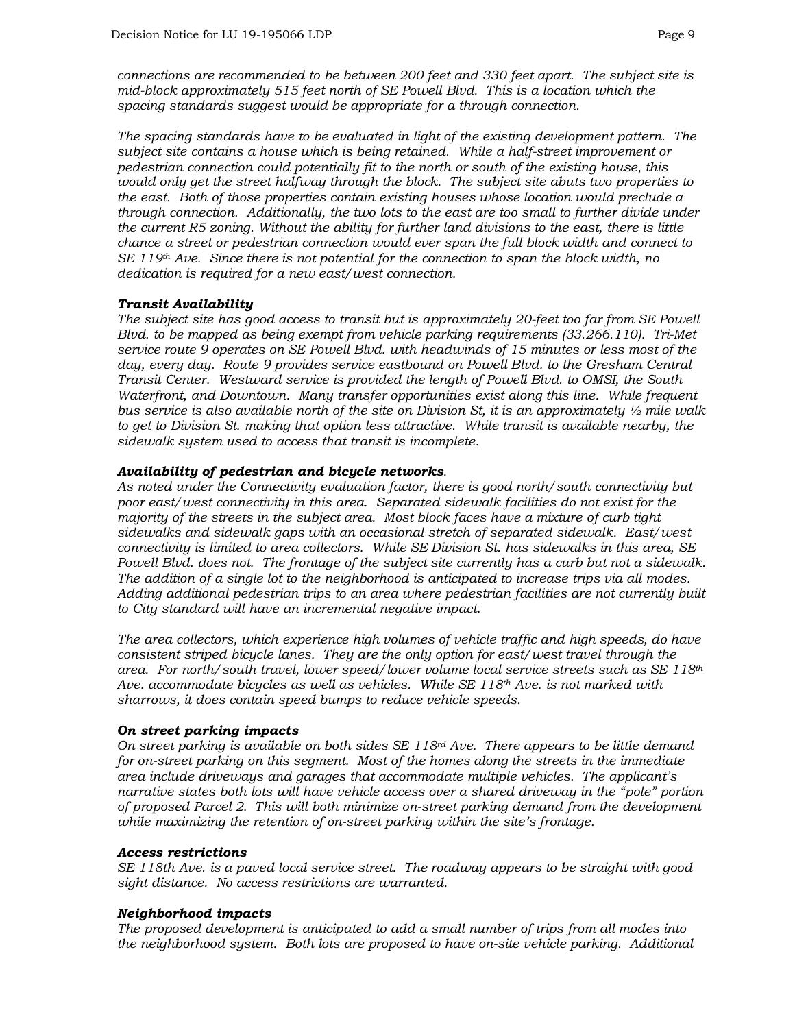*connections are recommended to be between 200 feet and 330 feet apart. The subject site is mid-block approximately 515 feet north of SE Powell Blvd. This is a location which the spacing standards suggest would be appropriate for a through connection.*

*The spacing standards have to be evaluated in light of the existing development pattern. The subject site contains a house which is being retained. While a half-street improvement or pedestrian connection could potentially fit to the north or south of the existing house, this would only get the street halfway through the block. The subject site abuts two properties to the east. Both of those properties contain existing houses whose location would preclude a through connection. Additionally, the two lots to the east are too small to further divide under the current R5 zoning. Without the ability for further land divisions to the east, there is little chance a street or pedestrian connection would ever span the full block width and connect to SE 119th Ave. Since there is not potential for the connection to span the block width, no dedication is required for a new east/west connection.*

***Transit Availability***
*The subject site has good access to transit but is approximately 20-feet too far from SE Powell Blvd. to be mapped as being exempt from vehicle parking requirements (33.266.110). Tri-Met service route 9 operates on SE Powell Blvd. with headwinds of 15 minutes or less most of the day, every day. Route 9 provides service eastbound on Powell Blvd. to the Gresham Central Transit Center. Westward service is provided the length of Powell Blvd. to OMSI, the South Waterfront, and Downtown. Many transfer opportunities exist along this line. While frequent bus service is also available north of the site on Division St, it is an approximately ½ mile walk to get to Division St. making that option less attractive. While transit is available nearby, the sidewalk system used to access that transit is incomplete.*

***Availability of pedestrian and bicycle networks****.*
*As noted under the Connectivity evaluation factor, there is good north/south connectivity but poor east/west connectivity in this area. Separated sidewalk facilities do not exist for the majority of the streets in the subject area. Most block faces have a mixture of curb tight sidewalks and sidewalk gaps with an occasional stretch of separated sidewalk. East/west connectivity is limited to area collectors. While SE Division St. has sidewalks in this area, SE Powell Blvd. does not. The frontage of the subject site currently has a curb but not a sidewalk. The addition of a single lot to the neighborhood is anticipated to increase trips via all modes. Adding additional pedestrian trips to an area where pedestrian facilities are not currently built to City standard will have an incremental negative impact.*

*The area collectors, which experience high volumes of vehicle traffic and high speeds, do have consistent striped bicycle lanes. They are the only option for east/west travel through the area. For north/south travel, lower speed/lower volume local service streets such as SE 118th Ave. accommodate bicycles as well as vehicles. While SE 118th Ave. is not marked with sharrows, it does contain speed bumps to reduce vehicle speeds.*

***On street parking impacts***
*On street parking is available on both sides SE 118rd Ave. There appears to be little demand for on-street parking on this segment. Most of the homes along the streets in the immediate area include driveways and garages that accommodate multiple vehicles. The applicant's narrative states both lots will have vehicle access over a shared driveway in the "pole" portion of proposed Parcel 2. This will both minimize on-street parking demand from the development while maximizing the retention of on-street parking within the site's frontage.*

***Access restrictions***
*SE 118th Ave. is a paved local service street. The roadway appears to be straight with good sight distance. No access restrictions are warranted.*

***Neighborhood impacts***
*The proposed development is anticipated to add a small number of trips from all modes into the neighborhood system. Both lots are proposed to have on-site vehicle parking. Additional*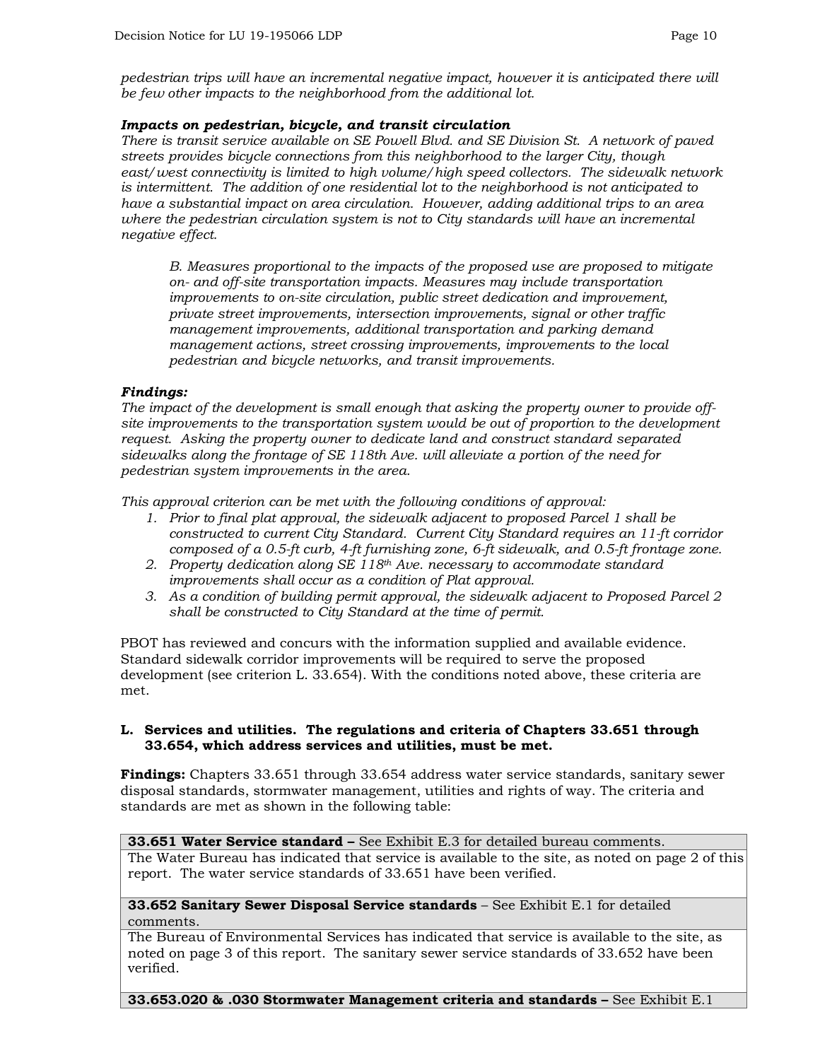*pedestrian trips will have an incremental negative impact, however it is anticipated there will be few other impacts to the neighborhood from the additional lot.*

***Impacts on pedestrian, bicycle, and transit circulation***
*There is transit service available on SE Powell Blvd. and SE Division St. A network of paved streets provides bicycle connections from this neighborhood to the larger City, though east/west connectivity is limited to high volume/high speed collectors. The sidewalk network is intermittent. The addition of one residential lot to the neighborhood is not anticipated to have a substantial impact on area circulation. However, adding additional trips to an area where the pedestrian circulation system is not to City standards will have an incremental negative effect.*

> *B. Measures proportional to the impacts of the proposed use are proposed to mitigate on- and off-site transportation impacts. Measures may include transportation improvements to on-site circulation, public street dedication and improvement, private street improvements, intersection improvements, signal or other traffic management improvements, additional transportation and parking demand management actions, street crossing improvements, improvements to the local pedestrian and bicycle networks, and transit improvements.*

***Findings:***
*The impact of the development is small enough that asking the property owner to provide off-site improvements to the transportation system would be out of proportion to the development request. Asking the property owner to dedicate land and construct standard separated sidewalks along the frontage of SE 118th Ave. will alleviate a portion of the need for pedestrian system improvements in the area.*

*This approval criterion can be met with the following conditions of approval:*

1. *Prior to final plat approval, the sidewalk adjacent to proposed Parcel 1 shall be constructed to current City Standard. Current City Standard requires an 11-ft corridor composed of a 0.5-ft curb, 4-ft furnishing zone, 6-ft sidewalk, and 0.5-ft frontage zone.*
2. *Property dedication along SE 118th Ave. necessary to accommodate standard improvements shall occur as a condition of Plat approval.*
3. *As a condition of building permit approval, the sidewalk adjacent to Proposed Parcel 2 shall be constructed to City Standard at the time of permit.*

PBOT has reviewed and concurs with the information supplied and available evidence. Standard sidewalk corridor improvements will be required to serve the proposed development (see criterion L. 33.654). With the conditions noted above, these criteria are met.

**L. Services and utilities. The regulations and criteria of Chapters 33.651 through 33.654, which address services and utilities, must be met.**

**Findings:** Chapters 33.651 through 33.654 address water service standards, sanitary sewer disposal standards, stormwater management, utilities and rights of way. The criteria and standards are met as shown in the following table:

| **33.651 Water Service standard –** See Exhibit E.3 for detailed bureau comments. |
|---|
| The Water Bureau has indicated that service is available to the site, as noted on page 2 of this report. The water service standards of 33.651 have been verified. |
| **33.652 Sanitary Sewer Disposal Service standards** – See Exhibit E.1 for detailed comments. |
| The Bureau of Environmental Services has indicated that service is available to the site, as noted on page 3 of this report. The sanitary sewer service standards of 33.652 have been verified. |
| **33.653.020 & .030 Stormwater Management criteria and standards –** See Exhibit E.1 |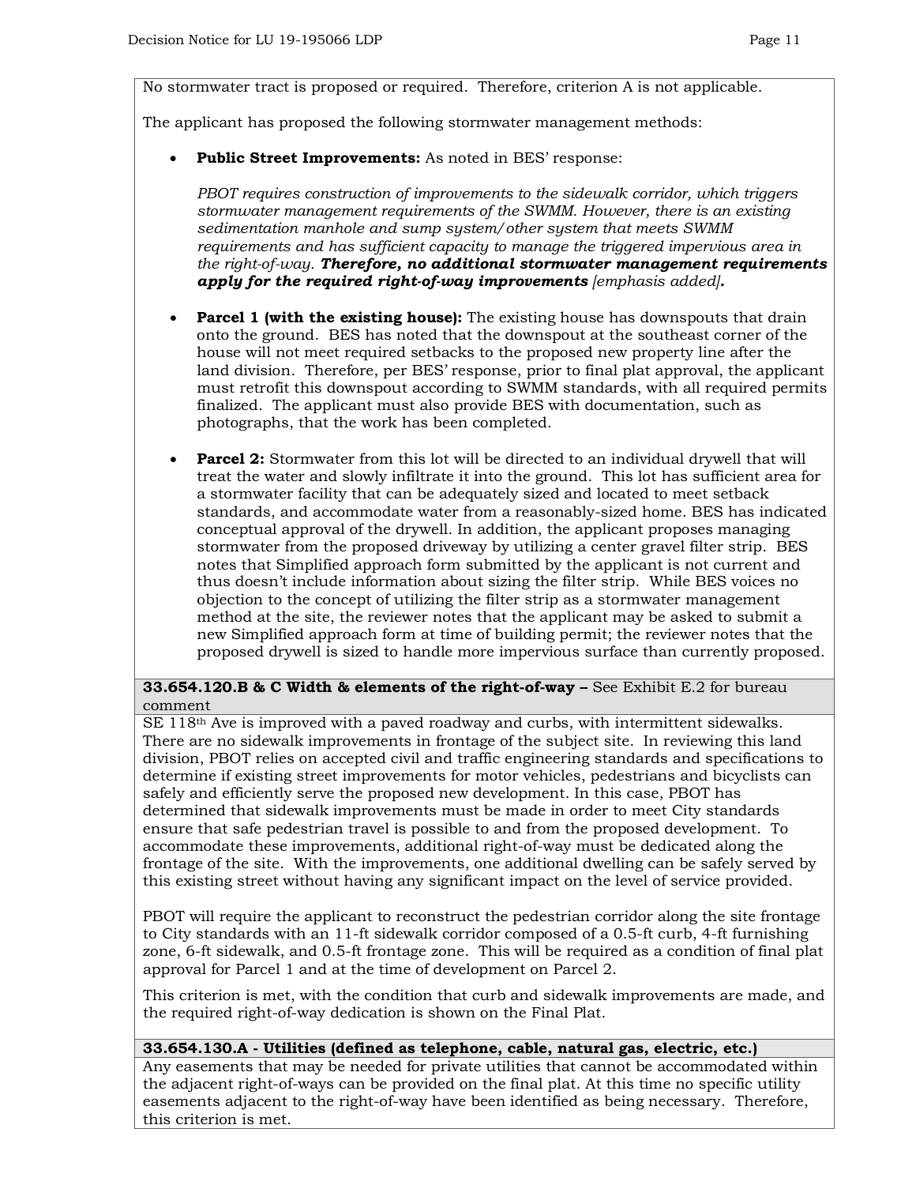No stormwater tract is proposed or required. Therefore, criterion A is not applicable.

The applicant has proposed the following stormwater management methods:

- **Public Street Improvements:** As noted in BES' response:

  *PBOT requires construction of improvements to the sidewalk corridor, which triggers stormwater management requirements of the SWMM. However, there is an existing sedimentation manhole and sump system/other system that meets SWMM requirements and has sufficient capacity to manage the triggered impervious area in the right-of-way.* ***Therefore, no additional stormwater management requirements apply for the required right-of-way improvements*** *[emphasis added]***.**

- **Parcel 1 (with the existing house):** The existing house has downspouts that drain onto the ground. BES has noted that the downspout at the southeast corner of the house will not meet required setbacks to the proposed new property line after the land division. Therefore, per BES' response, prior to final plat approval, the applicant must retrofit this downspout according to SWMM standards, with all required permits finalized. The applicant must also provide BES with documentation, such as photographs, that the work has been completed.

- **Parcel 2:** Stormwater from this lot will be directed to an individual drywell that will treat the water and slowly infiltrate it into the ground. This lot has sufficient area for a stormwater facility that can be adequately sized and located to meet setback standards, and accommodate water from a reasonably-sized home. BES has indicated conceptual approval of the drywell. In addition, the applicant proposes managing stormwater from the proposed driveway by utilizing a center gravel filter strip. BES notes that Simplified approach form submitted by the applicant is not current and thus doesn't include information about sizing the filter strip. While BES voices no objection to the concept of utilizing the filter strip as a stormwater management method at the site, the reviewer notes that the applicant may be asked to submit a new Simplified approach form at time of building permit; the reviewer notes that the proposed drywell is sized to handle more impervious surface than currently proposed.

**33.654.120.B & C Width & elements of the right-of-way –** See Exhibit E.2 for bureau comment

SE 118th Ave is improved with a paved roadway and curbs, with intermittent sidewalks. There are no sidewalk improvements in frontage of the subject site. In reviewing this land division, PBOT relies on accepted civil and traffic engineering standards and specifications to determine if existing street improvements for motor vehicles, pedestrians and bicyclists can safely and efficiently serve the proposed new development. In this case, PBOT has determined that sidewalk improvements must be made in order to meet City standards ensure that safe pedestrian travel is possible to and from the proposed development. To accommodate these improvements, additional right-of-way must be dedicated along the frontage of the site. With the improvements, one additional dwelling can be safely served by this existing street without having any significant impact on the level of service provided.

PBOT will require the applicant to reconstruct the pedestrian corridor along the site frontage to City standards with an 11-ft sidewalk corridor composed of a 0.5-ft curb, 4-ft furnishing zone, 6-ft sidewalk, and 0.5-ft frontage zone. This will be required as a condition of final plat approval for Parcel 1 and at the time of development on Parcel 2.

This criterion is met, with the condition that curb and sidewalk improvements are made, and the required right-of-way dedication is shown on the Final Plat.

**33.654.130.A - Utilities (defined as telephone, cable, natural gas, electric, etc.)**

Any easements that may be needed for private utilities that cannot be accommodated within the adjacent right-of-ways can be provided on the final plat. At this time no specific utility easements adjacent to the right-of-way have been identified as being necessary. Therefore, this criterion is met.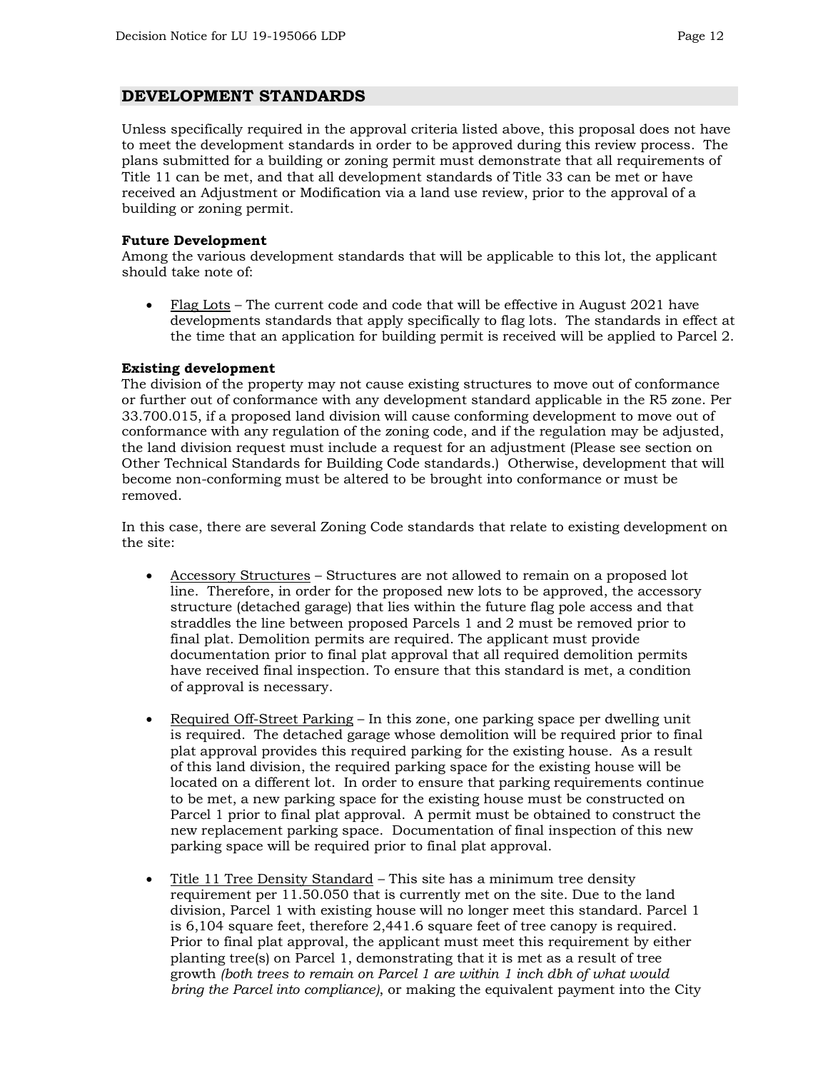## DEVELOPMENT STANDARDS

Unless specifically required in the approval criteria listed above, this proposal does not have to meet the development standards in order to be approved during this review process. The plans submitted for a building or zoning permit must demonstrate that all requirements of Title 11 can be met, and that all development standards of Title 33 can be met or have received an Adjustment or Modification via a land use review, prior to the approval of a building or zoning permit.

**Future Development**
Among the various development standards that will be applicable to this lot, the applicant should take note of:

- Flag Lots – The current code and code that will be effective in August 2021 have developments standards that apply specifically to flag lots. The standards in effect at the time that an application for building permit is received will be applied to Parcel 2.

**Existing development**
The division of the property may not cause existing structures to move out of conformance or further out of conformance with any development standard applicable in the R5 zone. Per 33.700.015, if a proposed land division will cause conforming development to move out of conformance with any regulation of the zoning code, and if the regulation may be adjusted, the land division request must include a request for an adjustment (Please see section on Other Technical Standards for Building Code standards.) Otherwise, development that will become non-conforming must be altered to be brought into conformance or must be removed.

In this case, there are several Zoning Code standards that relate to existing development on the site:

- Accessory Structures – Structures are not allowed to remain on a proposed lot line. Therefore, in order for the proposed new lots to be approved, the accessory structure (detached garage) that lies within the future flag pole access and that straddles the line between proposed Parcels 1 and 2 must be removed prior to final plat. Demolition permits are required. The applicant must provide documentation prior to final plat approval that all required demolition permits have received final inspection. To ensure that this standard is met, a condition of approval is necessary.

- Required Off-Street Parking – In this zone, one parking space per dwelling unit is required. The detached garage whose demolition will be required prior to final plat approval provides this required parking for the existing house. As a result of this land division, the required parking space for the existing house will be located on a different lot. In order to ensure that parking requirements continue to be met, a new parking space for the existing house must be constructed on Parcel 1 prior to final plat approval. A permit must be obtained to construct the new replacement parking space. Documentation of final inspection of this new parking space will be required prior to final plat approval.

- Title 11 Tree Density Standard – This site has a minimum tree density requirement per 11.50.050 that is currently met on the site. Due to the land division, Parcel 1 with existing house will no longer meet this standard. Parcel 1 is 6,104 square feet, therefore 2,441.6 square feet of tree canopy is required. Prior to final plat approval, the applicant must meet this requirement by either planting tree(s) on Parcel 1, demonstrating that it is met as a result of tree growth *(both trees to remain on Parcel 1 are within 1 inch dbh of what would bring the Parcel into compliance)*, or making the equivalent payment into the City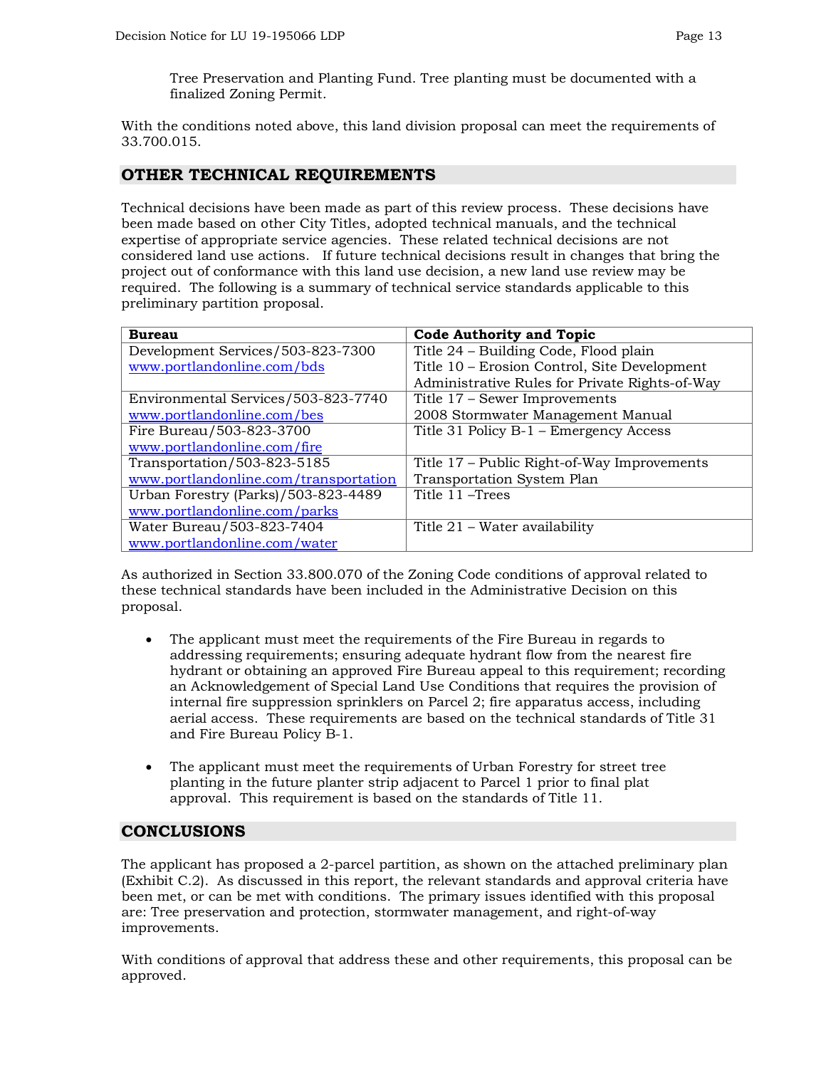Tree Preservation and Planting Fund. Tree planting must be documented with a finalized Zoning Permit.

With the conditions noted above, this land division proposal can meet the requirements of 33.700.015.

## OTHER TECHNICAL REQUIREMENTS

Technical decisions have been made as part of this review process. These decisions have been made based on other City Titles, adopted technical manuals, and the technical expertise of appropriate service agencies. These related technical decisions are not considered land use actions. If future technical decisions result in changes that bring the project out of conformance with this land use decision, a new land use review may be required. The following is a summary of technical service standards applicable to this preliminary partition proposal.

| Bureau | Code Authority and Topic |
|---|---|
| Development Services/503-823-7300<br>www.portlandonline.com/bds | Title 24 – Building Code, Flood plain<br>Title 10 – Erosion Control, Site Development<br>Administrative Rules for Private Rights-of-Way |
| Environmental Services/503-823-7740<br>www.portlandonline.com/bes | Title 17 – Sewer Improvements<br>2008 Stormwater Management Manual |
| Fire Bureau/503-823-3700<br>www.portlandonline.com/fire | Title 31 Policy B-1 – Emergency Access |
| Transportation/503-823-5185<br>www.portlandonline.com/transportation | Title 17 – Public Right-of-Way Improvements<br>Transportation System Plan |
| Urban Forestry (Parks)/503-823-4489<br>www.portlandonline.com/parks | Title 11 –Trees |
| Water Bureau/503-823-7404<br>www.portlandonline.com/water | Title 21 – Water availability |

As authorized in Section 33.800.070 of the Zoning Code conditions of approval related to these technical standards have been included in the Administrative Decision on this proposal.

- The applicant must meet the requirements of the Fire Bureau in regards to addressing requirements; ensuring adequate hydrant flow from the nearest fire hydrant or obtaining an approved Fire Bureau appeal to this requirement; recording an Acknowledgement of Special Land Use Conditions that requires the provision of internal fire suppression sprinklers on Parcel 2; fire apparatus access, including aerial access. These requirements are based on the technical standards of Title 31 and Fire Bureau Policy B-1.

- The applicant must meet the requirements of Urban Forestry for street tree planting in the future planter strip adjacent to Parcel 1 prior to final plat approval. This requirement is based on the standards of Title 11.

## CONCLUSIONS

The applicant has proposed a 2-parcel partition, as shown on the attached preliminary plan (Exhibit C.2). As discussed in this report, the relevant standards and approval criteria have been met, or can be met with conditions. The primary issues identified with this proposal are: Tree preservation and protection, stormwater management, and right-of-way improvements.

With conditions of approval that address these and other requirements, this proposal can be approved.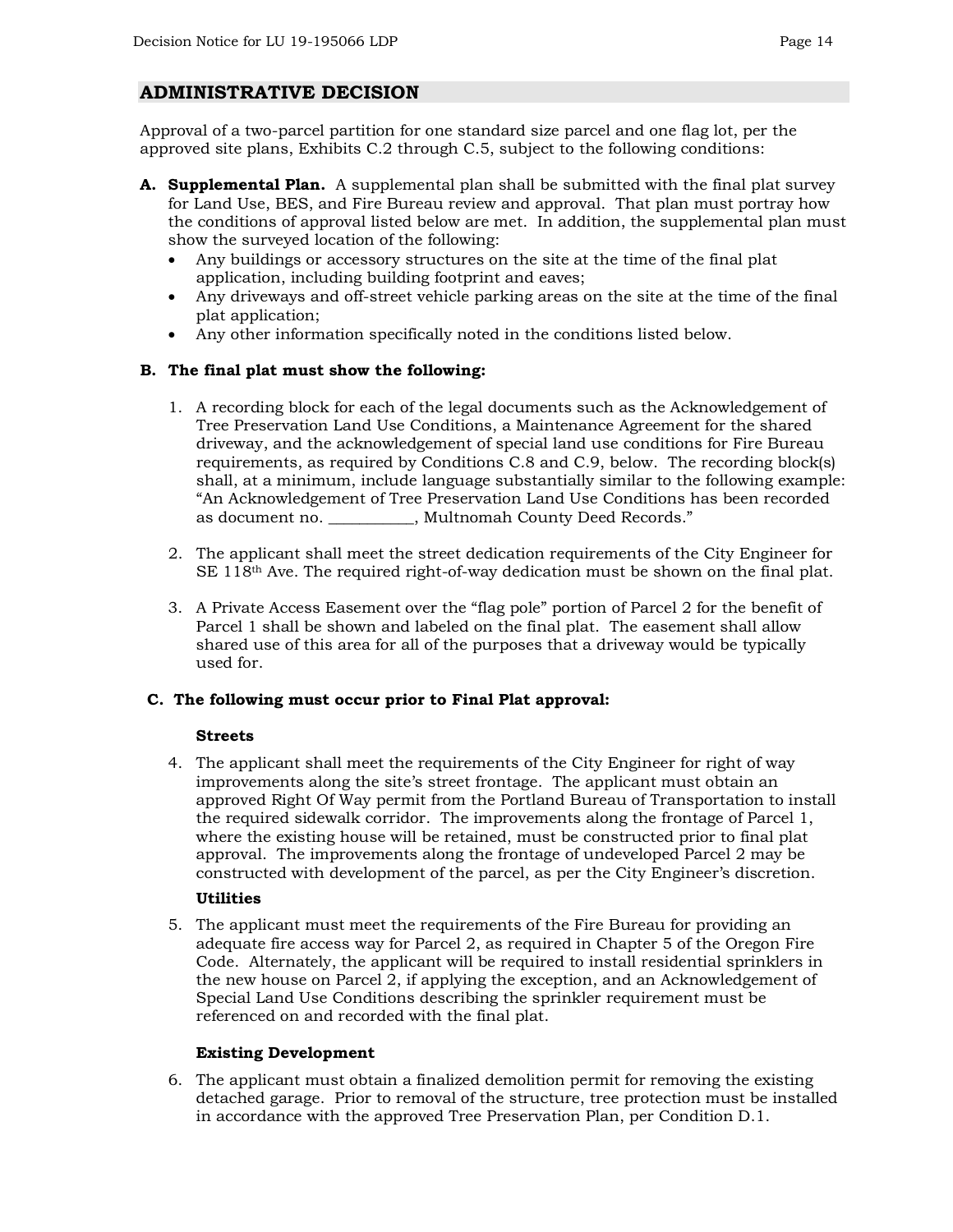## ADMINISTRATIVE DECISION

Approval of a two-parcel partition for one standard size parcel and one flag lot, per the approved site plans, Exhibits C.2 through C.5, subject to the following conditions:

**A. Supplemental Plan.** A supplemental plan shall be submitted with the final plat survey for Land Use, BES, and Fire Bureau review and approval. That plan must portray how the conditions of approval listed below are met. In addition, the supplemental plan must show the surveyed location of the following:

- Any buildings or accessory structures on the site at the time of the final plat application, including building footprint and eaves;
- Any driveways and off-street vehicle parking areas on the site at the time of the final plat application;
- Any other information specifically noted in the conditions listed below.

**B. The final plat must show the following:**

1. A recording block for each of the legal documents such as the Acknowledgement of Tree Preservation Land Use Conditions, a Maintenance Agreement for the shared driveway, and the acknowledgement of special land use conditions for Fire Bureau requirements, as required by Conditions C.8 and C.9, below. The recording block(s) shall, at a minimum, include language substantially similar to the following example: "An Acknowledgement of Tree Preservation Land Use Conditions has been recorded as document no. ___________, Multnomah County Deed Records."

2. The applicant shall meet the street dedication requirements of the City Engineer for SE 118th Ave. The required right-of-way dedication must be shown on the final plat.

3. A Private Access Easement over the "flag pole" portion of Parcel 2 for the benefit of Parcel 1 shall be shown and labeled on the final plat. The easement shall allow shared use of this area for all of the purposes that a driveway would be typically used for.

**C. The following must occur prior to Final Plat approval:**

**Streets**

4. The applicant shall meet the requirements of the City Engineer for right of way improvements along the site's street frontage. The applicant must obtain an approved Right Of Way permit from the Portland Bureau of Transportation to install the required sidewalk corridor. The improvements along the frontage of Parcel 1, where the existing house will be retained, must be constructed prior to final plat approval. The improvements along the frontage of undeveloped Parcel 2 may be constructed with development of the parcel, as per the City Engineer's discretion.

**Utilities**

5. The applicant must meet the requirements of the Fire Bureau for providing an adequate fire access way for Parcel 2, as required in Chapter 5 of the Oregon Fire Code. Alternately, the applicant will be required to install residential sprinklers in the new house on Parcel 2, if applying the exception, and an Acknowledgement of Special Land Use Conditions describing the sprinkler requirement must be referenced on and recorded with the final plat.

**Existing Development**

6. The applicant must obtain a finalized demolition permit for removing the existing detached garage. Prior to removal of the structure, tree protection must be installed in accordance with the approved Tree Preservation Plan, per Condition D.1.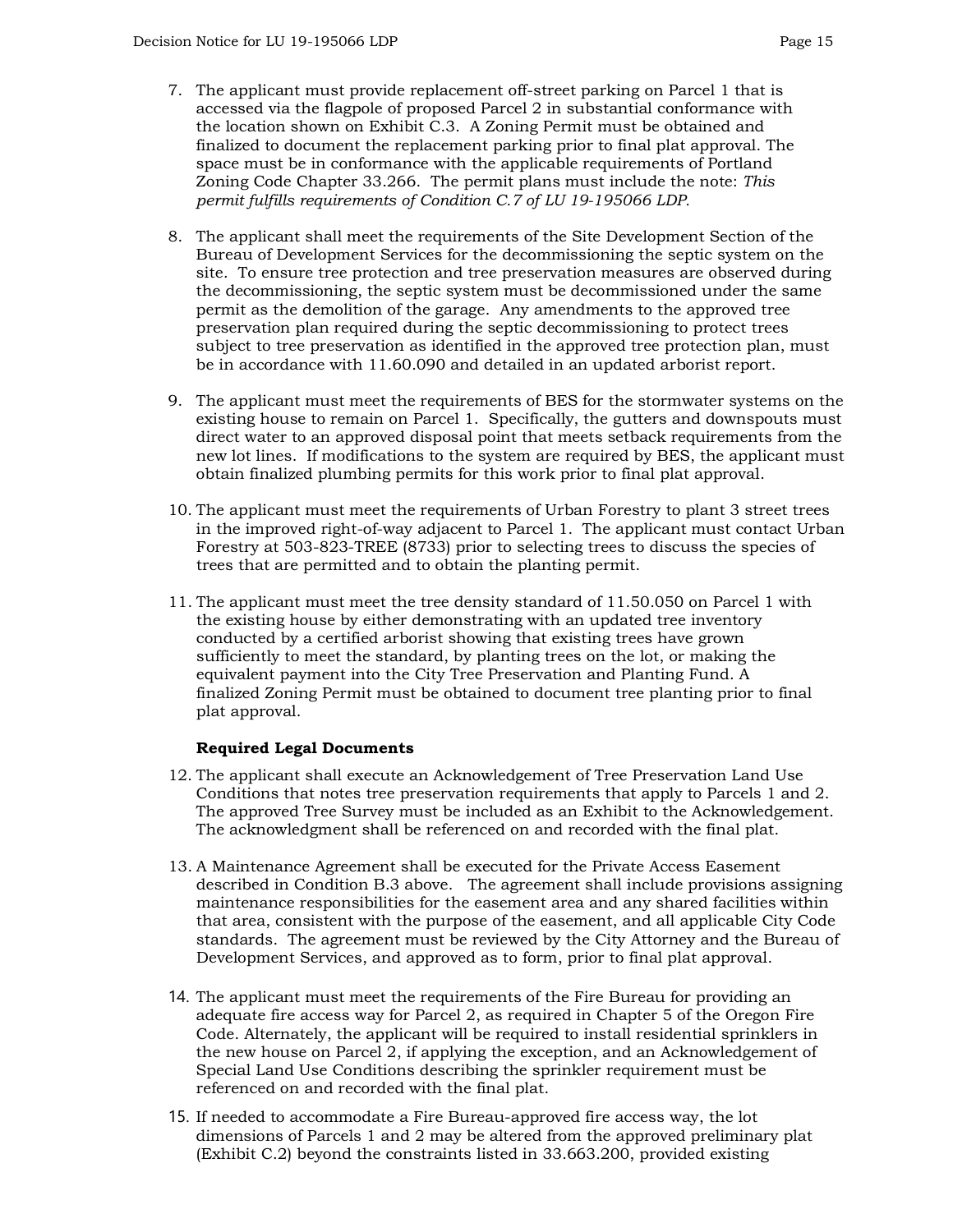7. The applicant must provide replacement off-street parking on Parcel 1 that is accessed via the flagpole of proposed Parcel 2 in substantial conformance with the location shown on Exhibit C.3. A Zoning Permit must be obtained and finalized to document the replacement parking prior to final plat approval. The space must be in conformance with the applicable requirements of Portland Zoning Code Chapter 33.266. The permit plans must include the note: *This permit fulfills requirements of Condition C.7 of LU 19-195066 LDP.*

8. The applicant shall meet the requirements of the Site Development Section of the Bureau of Development Services for the decommissioning the septic system on the site. To ensure tree protection and tree preservation measures are observed during the decommissioning, the septic system must be decommissioned under the same permit as the demolition of the garage. Any amendments to the approved tree preservation plan required during the septic decommissioning to protect trees subject to tree preservation as identified in the approved tree protection plan, must be in accordance with 11.60.090 and detailed in an updated arborist report.

9. The applicant must meet the requirements of BES for the stormwater systems on the existing house to remain on Parcel 1. Specifically, the gutters and downspouts must direct water to an approved disposal point that meets setback requirements from the new lot lines. If modifications to the system are required by BES, the applicant must obtain finalized plumbing permits for this work prior to final plat approval.

10. The applicant must meet the requirements of Urban Forestry to plant 3 street trees in the improved right-of-way adjacent to Parcel 1. The applicant must contact Urban Forestry at 503-823-TREE (8733) prior to selecting trees to discuss the species of trees that are permitted and to obtain the planting permit.

11. The applicant must meet the tree density standard of 11.50.050 on Parcel 1 with the existing house by either demonstrating with an updated tree inventory conducted by a certified arborist showing that existing trees have grown sufficiently to meet the standard, by planting trees on the lot, or making the equivalent payment into the City Tree Preservation and Planting Fund. A finalized Zoning Permit must be obtained to document tree planting prior to final plat approval.

**Required Legal Documents**

12. The applicant shall execute an Acknowledgement of Tree Preservation Land Use Conditions that notes tree preservation requirements that apply to Parcels 1 and 2. The approved Tree Survey must be included as an Exhibit to the Acknowledgement. The acknowledgment shall be referenced on and recorded with the final plat.

13. A Maintenance Agreement shall be executed for the Private Access Easement described in Condition B.3 above. The agreement shall include provisions assigning maintenance responsibilities for the easement area and any shared facilities within that area, consistent with the purpose of the easement, and all applicable City Code standards. The agreement must be reviewed by the City Attorney and the Bureau of Development Services, and approved as to form, prior to final plat approval.

14. The applicant must meet the requirements of the Fire Bureau for providing an adequate fire access way for Parcel 2, as required in Chapter 5 of the Oregon Fire Code. Alternately, the applicant will be required to install residential sprinklers in the new house on Parcel 2, if applying the exception, and an Acknowledgement of Special Land Use Conditions describing the sprinkler requirement must be referenced on and recorded with the final plat.

15. If needed to accommodate a Fire Bureau-approved fire access way, the lot dimensions of Parcels 1 and 2 may be altered from the approved preliminary plat (Exhibit C.2) beyond the constraints listed in 33.663.200, provided existing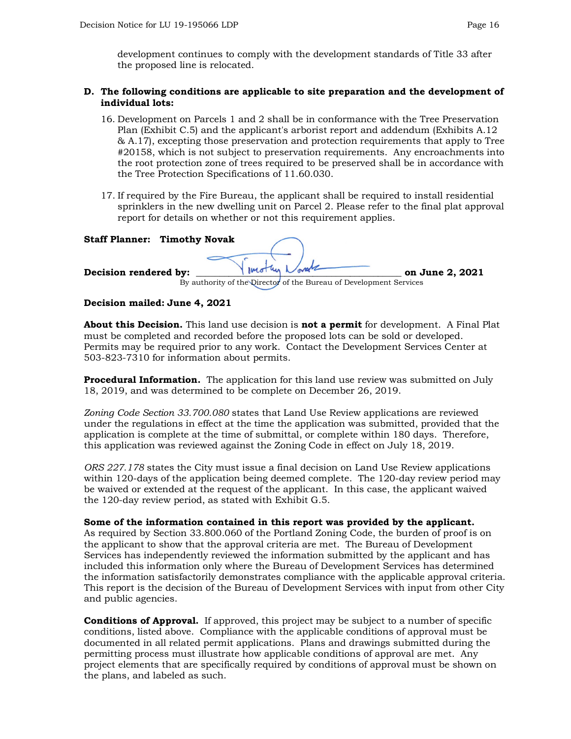development continues to comply with the development standards of Title 33 after the proposed line is relocated.

**D. The following conditions are applicable to site preparation and the development of individual lots:**

16. Development on Parcels 1 and 2 shall be in conformance with the Tree Preservation Plan (Exhibit C.5) and the applicant's arborist report and addendum (Exhibits A.12 & A.17), excepting those preservation and protection requirements that apply to Tree #20158, which is not subject to preservation requirements. Any encroachments into the root protection zone of trees required to be preserved shall be in accordance with the Tree Protection Specifications of 11.60.030.

17. If required by the Fire Bureau, the applicant shall be required to install residential sprinklers in the new dwelling unit on Parcel 2. Please refer to the final plat approval report for details on whether or not this requirement applies.

**Staff Planner: Timothy Novak**

**Decision rendered by:** Timothy Novak **on June 2, 2021**
By authority of the Director of the Bureau of Development Services

**Decision mailed: June 4, 2021**

**About this Decision.** This land use decision is **not a permit** for development. A Final Plat must be completed and recorded before the proposed lots can be sold or developed. Permits may be required prior to any work. Contact the Development Services Center at 503-823-7310 for information about permits.

**Procedural Information.** The application for this land use review was submitted on July 18, 2019, and was determined to be complete on December 26, 2019.

*Zoning Code Section 33.700.080* states that Land Use Review applications are reviewed under the regulations in effect at the time the application was submitted, provided that the application is complete at the time of submittal, or complete within 180 days. Therefore, this application was reviewed against the Zoning Code in effect on July 18, 2019.

*ORS 227.178* states the City must issue a final decision on Land Use Review applications within 120-days of the application being deemed complete. The 120-day review period may be waived or extended at the request of the applicant. In this case, the applicant waived the 120-day review period, as stated with Exhibit G.5.

**Some of the information contained in this report was provided by the applicant.** As required by Section 33.800.060 of the Portland Zoning Code, the burden of proof is on the applicant to show that the approval criteria are met. The Bureau of Development Services has independently reviewed the information submitted by the applicant and has included this information only where the Bureau of Development Services has determined the information satisfactorily demonstrates compliance with the applicable approval criteria. This report is the decision of the Bureau of Development Services with input from other City and public agencies.

**Conditions of Approval.** If approved, this project may be subject to a number of specific conditions, listed above. Compliance with the applicable conditions of approval must be documented in all related permit applications. Plans and drawings submitted during the permitting process must illustrate how applicable conditions of approval are met. Any project elements that are specifically required by conditions of approval must be shown on the plans, and labeled as such.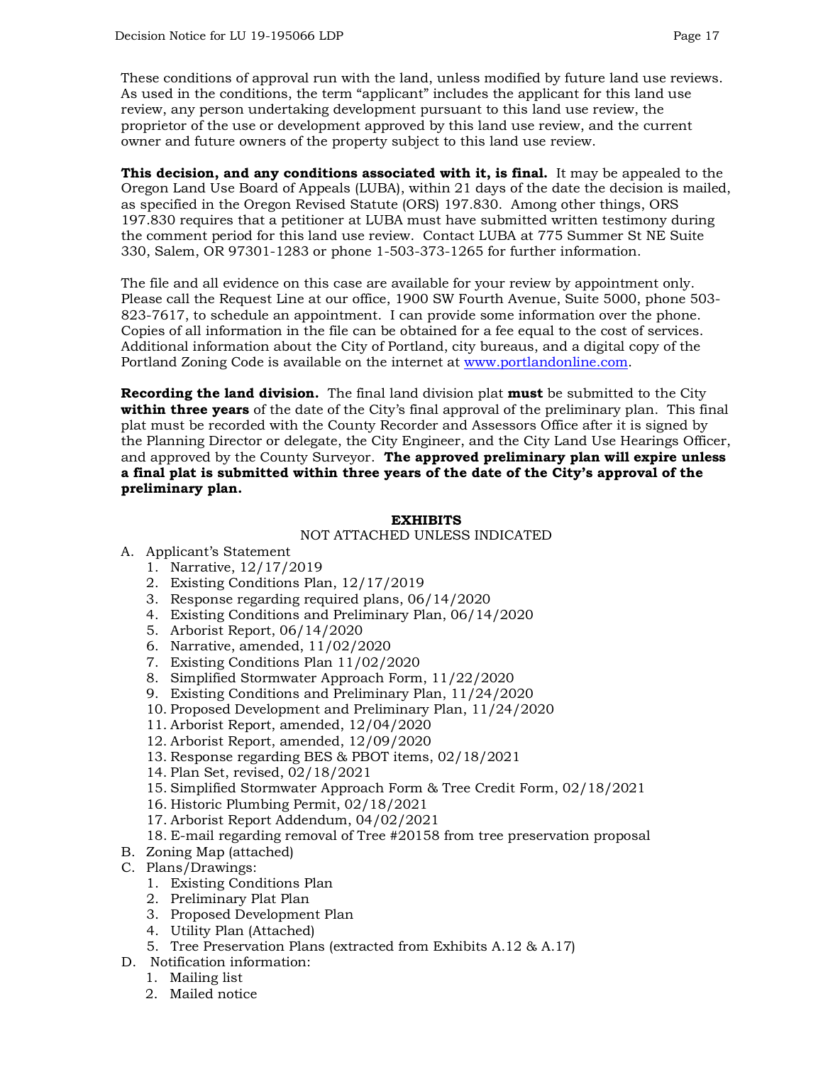These conditions of approval run with the land, unless modified by future land use reviews. As used in the conditions, the term "applicant" includes the applicant for this land use review, any person undertaking development pursuant to this land use review, the proprietor of the use or development approved by this land use review, and the current owner and future owners of the property subject to this land use review.

**This decision, and any conditions associated with it, is final.** It may be appealed to the Oregon Land Use Board of Appeals (LUBA), within 21 days of the date the decision is mailed, as specified in the Oregon Revised Statute (ORS) 197.830. Among other things, ORS 197.830 requires that a petitioner at LUBA must have submitted written testimony during the comment period for this land use review. Contact LUBA at 775 Summer St NE Suite 330, Salem, OR 97301-1283 or phone 1-503-373-1265 for further information.

The file and all evidence on this case are available for your review by appointment only. Please call the Request Line at our office, 1900 SW Fourth Avenue, Suite 5000, phone 503-823-7617, to schedule an appointment. I can provide some information over the phone. Copies of all information in the file can be obtained for a fee equal to the cost of services. Additional information about the City of Portland, city bureaus, and a digital copy of the Portland Zoning Code is available on the internet at [www.portlandonline.com](http://www.portlandonline.com).

**Recording the land division.** The final land division plat **must** be submitted to the City **within three years** of the date of the City's final approval of the preliminary plan. This final plat must be recorded with the County Recorder and Assessors Office after it is signed by the Planning Director or delegate, the City Engineer, and the City Land Use Hearings Officer, and approved by the County Surveyor. **The approved preliminary plan will expire unless a final plat is submitted within three years of the date of the City's approval of the preliminary plan.**

**EXHIBITS**
NOT ATTACHED UNLESS INDICATED

A. Applicant's Statement
   1. Narrative, 12/17/2019
   2. Existing Conditions Plan, 12/17/2019
   3. Response regarding required plans, 06/14/2020
   4. Existing Conditions and Preliminary Plan, 06/14/2020
   5. Arborist Report, 06/14/2020
   6. Narrative, amended, 11/02/2020
   7. Existing Conditions Plan 11/02/2020
   8. Simplified Stormwater Approach Form, 11/22/2020
   9. Existing Conditions and Preliminary Plan, 11/24/2020
   10. Proposed Development and Preliminary Plan, 11/24/2020
   11. Arborist Report, amended, 12/04/2020
   12. Arborist Report, amended, 12/09/2020
   13. Response regarding BES & PBOT items, 02/18/2021
   14. Plan Set, revised, 02/18/2021
   15. Simplified Stormwater Approach Form & Tree Credit Form, 02/18/2021
   16. Historic Plumbing Permit, 02/18/2021
   17. Arborist Report Addendum, 04/02/2021
   18. E-mail regarding removal of Tree #20158 from tree preservation proposal
B. Zoning Map (attached)
C. Plans/Drawings:
   1. Existing Conditions Plan
   2. Preliminary Plat Plan
   3. Proposed Development Plan
   4. Utility Plan (Attached)
   5. Tree Preservation Plans (extracted from Exhibits A.12 & A.17)
D. Notification information:
   1. Mailing list
   2. Mailed notice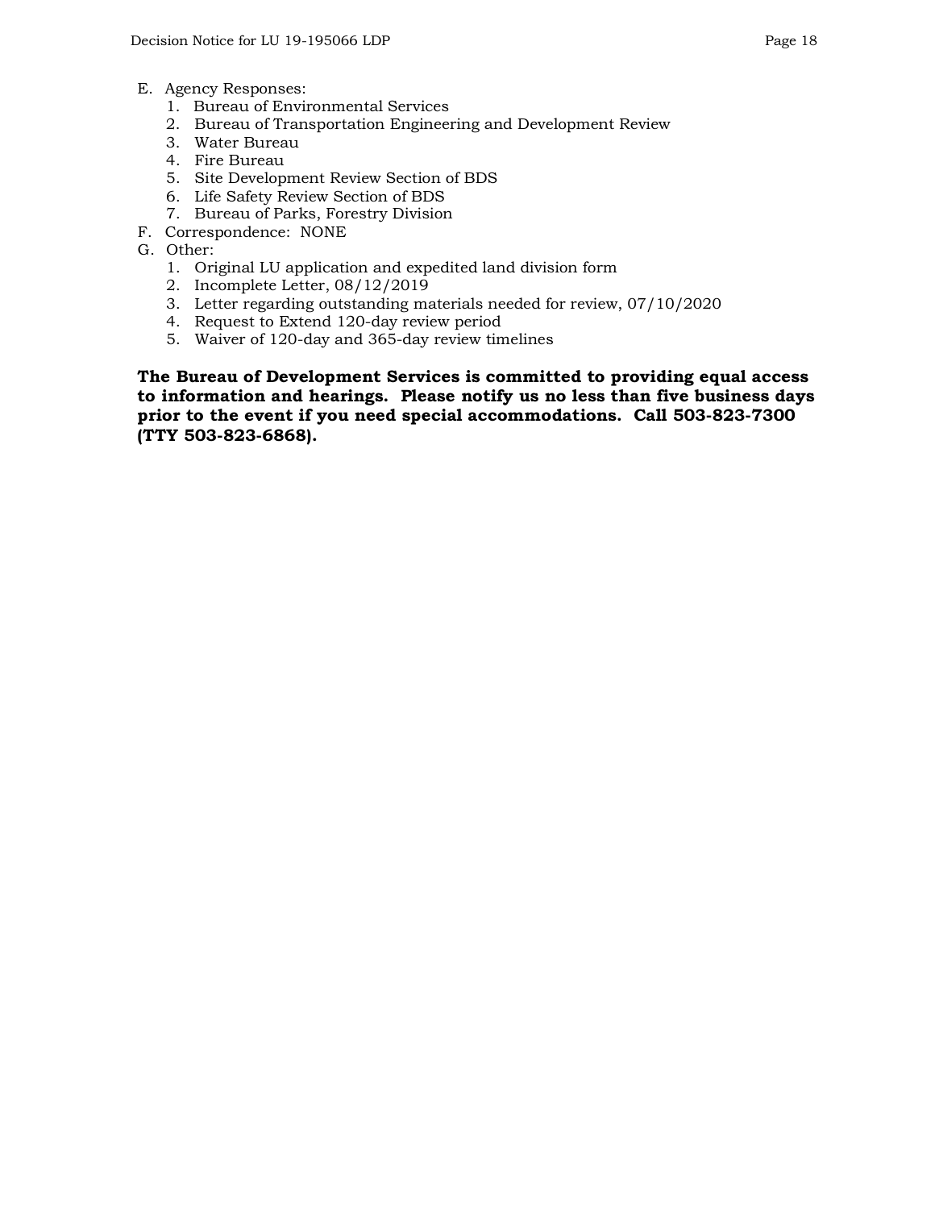E. Agency Responses:
   1. Bureau of Environmental Services
   2. Bureau of Transportation Engineering and Development Review
   3. Water Bureau
   4. Fire Bureau
   5. Site Development Review Section of BDS
   6. Life Safety Review Section of BDS
   7. Bureau of Parks, Forestry Division

F. Correspondence: NONE

G. Other:
   1. Original LU application and expedited land division form
   2. Incomplete Letter, 08/12/2019
   3. Letter regarding outstanding materials needed for review, 07/10/2020
   4. Request to Extend 120-day review period
   5. Waiver of 120-day and 365-day review timelines

**The Bureau of Development Services is committed to providing equal access to information and hearings. Please notify us no less than five business days prior to the event if you need special accommodations. Call 503-823-7300 (TTY 503-823-6868).**